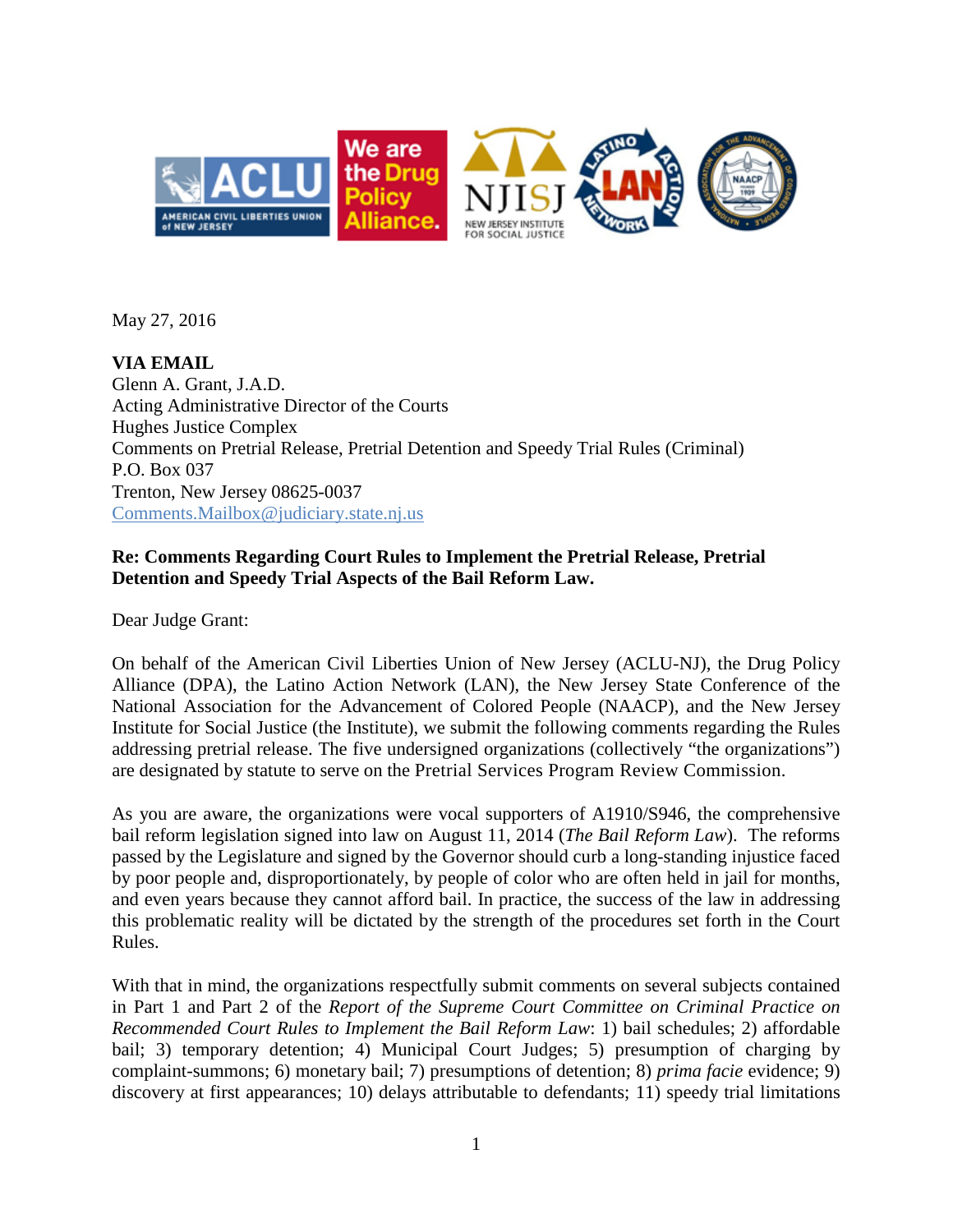May 27, 2016

**VIA EMAIL**
Glenn A. Grant, J.A.D.
Acting Administrative Director of the Courts
Hughes Justice Complex
Comments on Pretrial Release, Pretrial Detention and Speedy Trial Rules (Criminal)
P.O. Box 037
Trenton, New Jersey 08625-0037
Comments.Mailbox@judiciary.state.nj.us

**Re: Comments Regarding Court Rules to Implement the Pretrial Release, Pretrial Detention and Speedy Trial Aspects of the Bail Reform Law.**

Dear Judge Grant:

On behalf of the American Civil Liberties Union of New Jersey (ACLU-NJ), the Drug Policy Alliance (DPA), the Latino Action Network (LAN), the New Jersey State Conference of the National Association for the Advancement of Colored People (NAACP), and the New Jersey Institute for Social Justice (the Institute), we submit the following comments regarding the Rules addressing pretrial release. The five undersigned organizations (collectively "the organizations") are designated by statute to serve on the Pretrial Services Program Review Commission.

As you are aware, the organizations were vocal supporters of A1910/S946, the comprehensive bail reform legislation signed into law on August 11, 2014 (*The Bail Reform Law*). The reforms passed by the Legislature and signed by the Governor should curb a long-standing injustice faced by poor people and, disproportionately, by people of color who are often held in jail for months, and even years because they cannot afford bail. In practice, the success of the law in addressing this problematic reality will be dictated by the strength of the procedures set forth in the Court Rules.

With that in mind, the organizations respectfully submit comments on several subjects contained in Part 1 and Part 2 of the *Report of the Supreme Court Committee on Criminal Practice on Recommended Court Rules to Implement the Bail Reform Law*: 1) bail schedules; 2) affordable bail; 3) temporary detention; 4) Municipal Court Judges; 5) presumption of charging by complaint-summons; 6) monetary bail; 7) presumptions of detention; 8) *prima facie* evidence; 9) discovery at first appearances; 10) delays attributable to defendants; 11) speedy trial limitations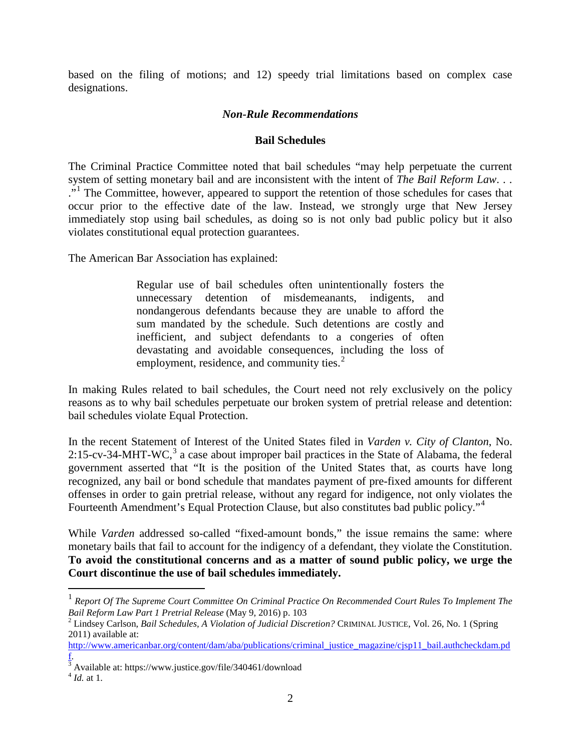based on the filing of motions; and 12) speedy trial limitations based on complex case designations.

### *Non-Rule Recommendations*

#### Bail Schedules

The Criminal Practice Committee noted that bail schedules "may help perpetuate the current system of setting monetary bail and are inconsistent with the intent of *The Bail Reform Law*. . . ."[1] The Committee, however, appeared to support the retention of those schedules for cases that occur prior to the effective date of the law. Instead, we strongly urge that New Jersey immediately stop using bail schedules, as doing so is not only bad public policy but it also violates constitutional equal protection guarantees.

The American Bar Association has explained:

> Regular use of bail schedules often unintentionally fosters the unnecessary detention of misdemeanants, indigents, and nondangerous defendants because they are unable to afford the sum mandated by the schedule. Such detentions are costly and inefficient, and subject defendants to a congeries of often devastating and avoidable consequences, including the loss of employment, residence, and community ties.[2]

In making Rules related to bail schedules, the Court need not rely exclusively on the policy reasons as to why bail schedules perpetuate our broken system of pretrial release and detention: bail schedules violate Equal Protection.

In the recent Statement of Interest of the United States filed in *Varden v. City of Clanton*, No. 2:15-cv-34-MHT-WC,[3] a case about improper bail practices in the State of Alabama, the federal government asserted that "It is the position of the United States that, as courts have long recognized, any bail or bond schedule that mandates payment of pre-fixed amounts for different offenses in order to gain pretrial release, without any regard for indigence, not only violates the Fourteenth Amendment's Equal Protection Clause, but also constitutes bad public policy."[4]

While *Varden* addressed so-called "fixed-amount bonds," the issue remains the same: where monetary bails that fail to account for the indigency of a defendant, they violate the Constitution. **To avoid the constitutional concerns and as a matter of sound public policy, we urge the Court discontinue the use of bail schedules immediately.**

---

[1] *Report Of The Supreme Court Committee On Criminal Practice On Recommended Court Rules To Implement The Bail Reform Law Part 1 Pretrial Release* (May 9, 2016) p. 103

[2] Lindsey Carlson, *Bail Schedules, A Violation of Judicial Discretion?* CRIMINAL JUSTICE, Vol. 26, No. 1 (Spring 2011) available at: http://www.americanbar.org/content/dam/aba/publications/criminal_justice_magazine/cjsp11_bail.authcheckdam.pdf.

[3] Available at: https://www.justice.gov/file/340461/download

[4] *Id.* at 1.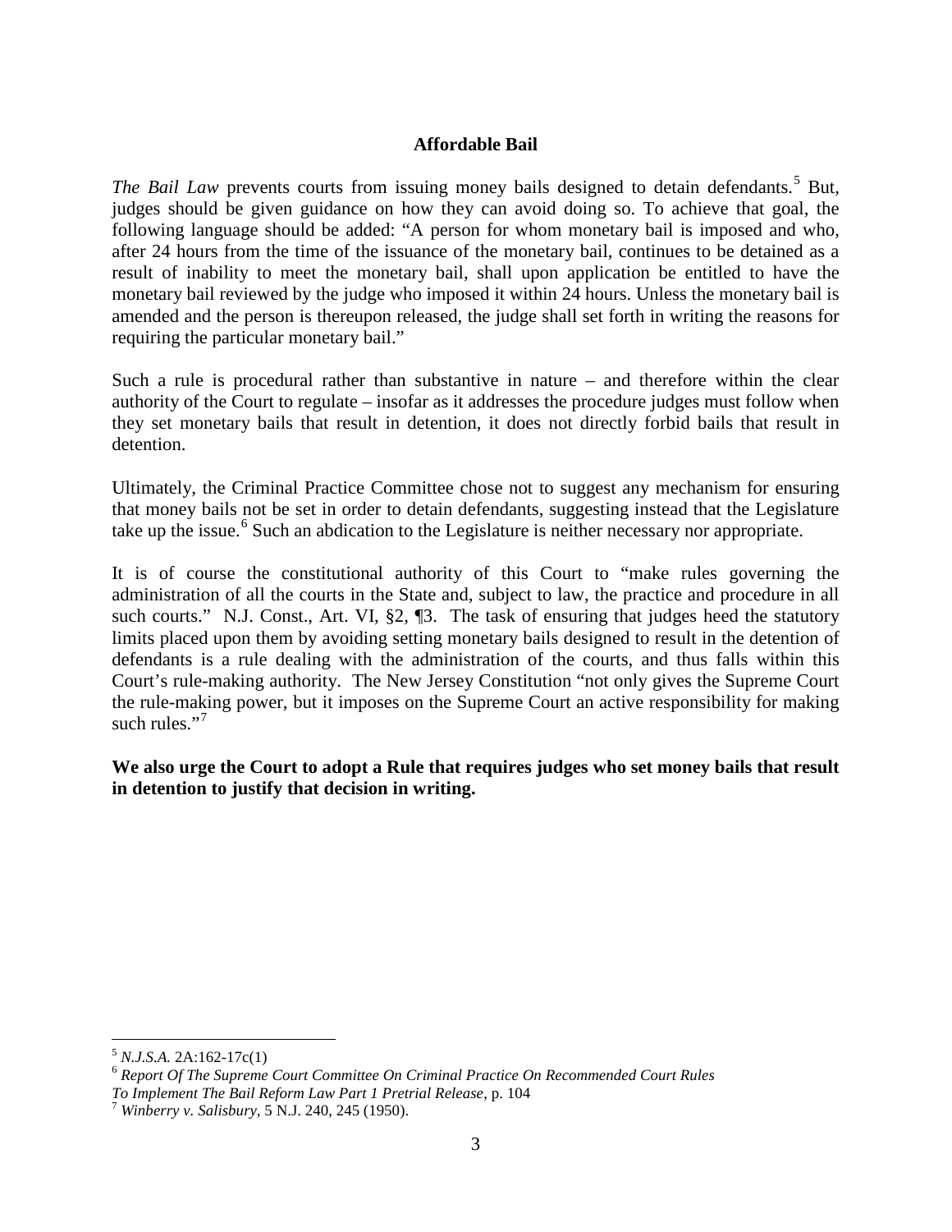### Affordable Bail

*The Bail Law* prevents courts from issuing money bails designed to detain defendants.[5] But, judges should be given guidance on how they can avoid doing so. To achieve that goal, the following language should be added: "A person for whom monetary bail is imposed and who, after 24 hours from the time of the issuance of the monetary bail, continues to be detained as a result of inability to meet the monetary bail, shall upon application be entitled to have the monetary bail reviewed by the judge who imposed it within 24 hours. Unless the monetary bail is amended and the person is thereupon released, the judge shall set forth in writing the reasons for requiring the particular monetary bail."

Such a rule is procedural rather than substantive in nature – and therefore within the clear authority of the Court to regulate – insofar as it addresses the procedure judges must follow when they set monetary bails that result in detention, it does not directly forbid bails that result in detention.

Ultimately, the Criminal Practice Committee chose not to suggest any mechanism for ensuring that money bails not be set in order to detain defendants, suggesting instead that the Legislature take up the issue.[6] Such an abdication to the Legislature is neither necessary nor appropriate.

It is of course the constitutional authority of this Court to "make rules governing the administration of all the courts in the State and, subject to law, the practice and procedure in all such courts." N.J. Const., Art. VI, §2, ¶3. The task of ensuring that judges heed the statutory limits placed upon them by avoiding setting monetary bails designed to result in the detention of defendants is a rule dealing with the administration of the courts, and thus falls within this Court's rule-making authority. The New Jersey Constitution "not only gives the Supreme Court the rule-making power, but it imposes on the Supreme Court an active responsibility for making such rules."[7]

**We also urge the Court to adopt a Rule that requires judges who set money bails that result in detention to justify that decision in writing.**

---

[5] *N.J.S.A.* 2A:162-17c(1)

[6] *Report Of The Supreme Court Committee On Criminal Practice On Recommended Court Rules To Implement The Bail Reform Law Part 1 Pretrial Release*, p. 104

[7] *Winberry v. Salisbury*, 5 N.J. 240, 245 (1950).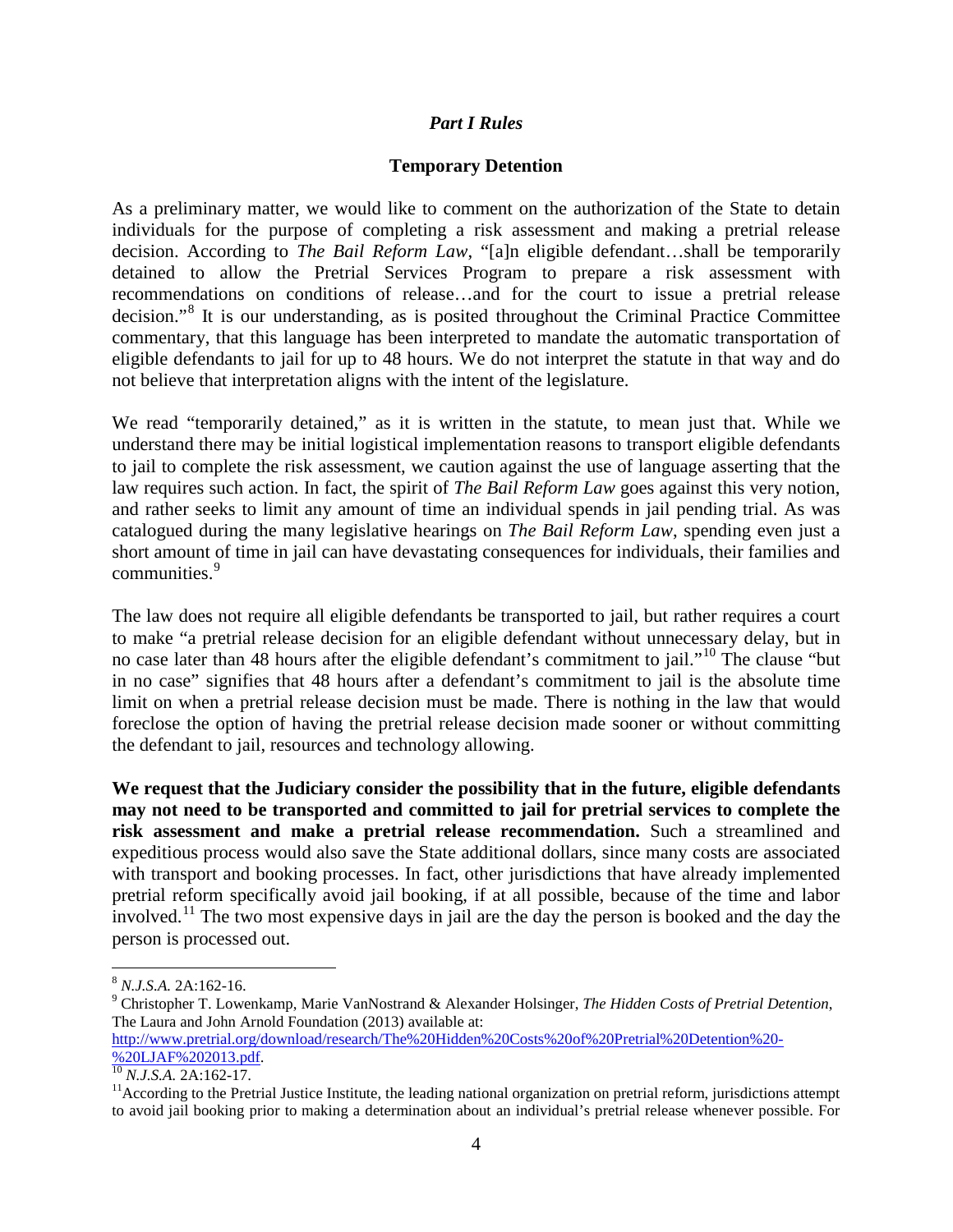## *Part I Rules*

### Temporary Detention

As a preliminary matter, we would like to comment on the authorization of the State to detain individuals for the purpose of completing a risk assessment and making a pretrial release decision. According to *The Bail Reform Law*, "[a]n eligible defendant…shall be temporarily detained to allow the Pretrial Services Program to prepare a risk assessment with recommendations on conditions of release…and for the court to issue a pretrial release decision."[8] It is our understanding, as is posited throughout the Criminal Practice Committee commentary, that this language has been interpreted to mandate the automatic transportation of eligible defendants to jail for up to 48 hours. We do not interpret the statute in that way and do not believe that interpretation aligns with the intent of the legislature.

We read "temporarily detained," as it is written in the statute, to mean just that. While we understand there may be initial logistical implementation reasons to transport eligible defendants to jail to complete the risk assessment, we caution against the use of language asserting that the law requires such action. In fact, the spirit of *The Bail Reform Law* goes against this very notion, and rather seeks to limit any amount of time an individual spends in jail pending trial. As was catalogued during the many legislative hearings on *The Bail Reform Law*, spending even just a short amount of time in jail can have devastating consequences for individuals, their families and communities.[9]

The law does not require all eligible defendants be transported to jail, but rather requires a court to make "a pretrial release decision for an eligible defendant without unnecessary delay, but in no case later than 48 hours after the eligible defendant's commitment to jail."[10] The clause "but in no case" signifies that 48 hours after a defendant's commitment to jail is the absolute time limit on when a pretrial release decision must be made. There is nothing in the law that would foreclose the option of having the pretrial release decision made sooner or without committing the defendant to jail, resources and technology allowing.

**We request that the Judiciary consider the possibility that in the future, eligible defendants may not need to be transported and committed to jail for pretrial services to complete the risk assessment and make a pretrial release recommendation.** Such a streamlined and expeditious process would also save the State additional dollars, since many costs are associated with transport and booking processes. In fact, other jurisdictions that have already implemented pretrial reform specifically avoid jail booking, if at all possible, because of the time and labor involved.[11] The two most expensive days in jail are the day the person is booked and the day the person is processed out.

---

[8] *N.J.S.A.* 2A:162-16.

[9] Christopher T. Lowenkamp, Marie VanNostrand & Alexander Holsinger, *The Hidden Costs of Pretrial Detention*, The Laura and John Arnold Foundation (2013) available at: http://www.pretrial.org/download/research/The%20Hidden%20Costs%20of%20Pretrial%20Detention%20-%20LJAF%202013.pdf.

[10] *N.J.S.A.* 2A:162-17.

[11] According to the Pretrial Justice Institute, the leading national organization on pretrial reform, jurisdictions attempt to avoid jail booking prior to making a determination about an individual's pretrial release whenever possible. For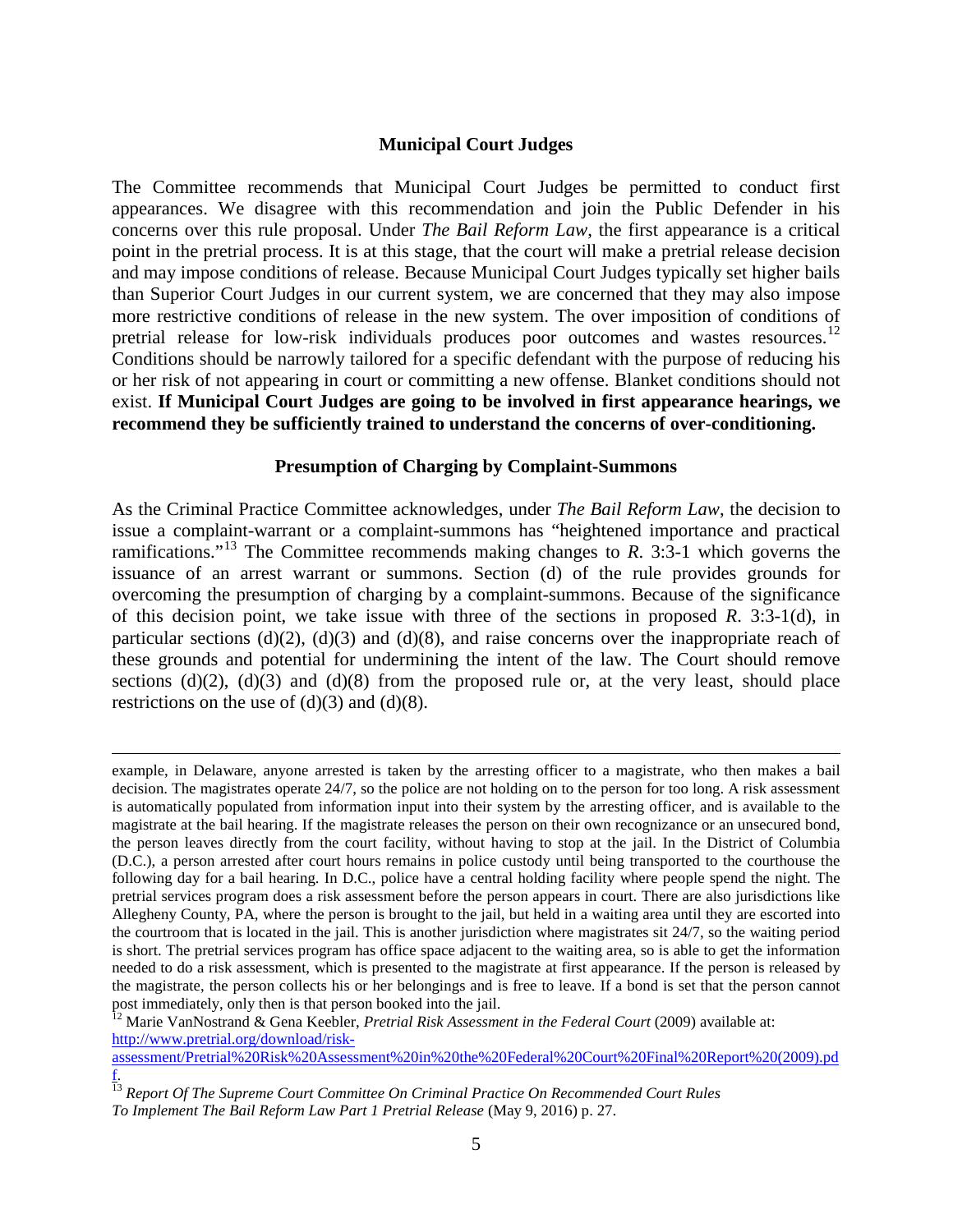**Municipal Court Judges**

The Committee recommends that Municipal Court Judges be permitted to conduct first appearances. We disagree with this recommendation and join the Public Defender in his concerns over this rule proposal. Under *The Bail Reform Law*, the first appearance is a critical point in the pretrial process. It is at this stage, that the court will make a pretrial release decision and may impose conditions of release. Because Municipal Court Judges typically set higher bails than Superior Court Judges in our current system, we are concerned that they may also impose more restrictive conditions of release in the new system. The over imposition of conditions of pretrial release for low-risk individuals produces poor outcomes and wastes resources.[12] Conditions should be narrowly tailored for a specific defendant with the purpose of reducing his or her risk of not appearing in court or committing a new offense. Blanket conditions should not exist. **If Municipal Court Judges are going to be involved in first appearance hearings, we recommend they be sufficiently trained to understand the concerns of over-conditioning.**

**Presumption of Charging by Complaint-Summons**

As the Criminal Practice Committee acknowledges, under *The Bail Reform Law*, the decision to issue a complaint-warrant or a complaint-summons has "heightened importance and practical ramifications."[13] The Committee recommends making changes to *R*. 3:3-1 which governs the issuance of an arrest warrant or summons. Section (d) of the rule provides grounds for overcoming the presumption of charging by a complaint-summons. Because of the significance of this decision point, we take issue with three of the sections in proposed *R*. 3:3-1(d), in particular sections (d)(2), (d)(3) and (d)(8), and raise concerns over the inappropriate reach of these grounds and potential for undermining the intent of the law. The Court should remove sections (d)(2), (d)(3) and (d)(8) from the proposed rule or, at the very least, should place restrictions on the use of (d)(3) and (d)(8).

---

example, in Delaware, anyone arrested is taken by the arresting officer to a magistrate, who then makes a bail decision. The magistrates operate 24/7, so the police are not holding on to the person for too long. A risk assessment is automatically populated from information input into their system by the arresting officer, and is available to the magistrate at the bail hearing. If the magistrate releases the person on their own recognizance or an unsecured bond, the person leaves directly from the court facility, without having to stop at the jail. In the District of Columbia (D.C.), a person arrested after court hours remains in police custody until being transported to the courthouse the following day for a bail hearing. In D.C., police have a central holding facility where people spend the night. The pretrial services program does a risk assessment before the person appears in court. There are also jurisdictions like Allegheny County, PA, where the person is brought to the jail, but held in a waiting area until they are escorted into the courtroom that is located in the jail. This is another jurisdiction where magistrates sit 24/7, so the waiting period is short. The pretrial services program has office space adjacent to the waiting area, so is able to get the information needed to do a risk assessment, which is presented to the magistrate at first appearance. If the person is released by the magistrate, the person collects his or her belongings and is free to leave. If a bond is set that the person cannot post immediately, only then is that person booked into the jail.

[12] Marie VanNostrand & Gena Keebler, *Pretrial Risk Assessment in the Federal Court* (2009) available at: http://www.pretrial.org/download/risk-assessment/Pretrial%20Risk%20Assessment%20in%20the%20Federal%20Court%20Final%20Report%20(2009).pdf.

[13] *Report Of The Supreme Court Committee On Criminal Practice On Recommended Court Rules To Implement The Bail Reform Law Part 1 Pretrial Release* (May 9, 2016) p. 27.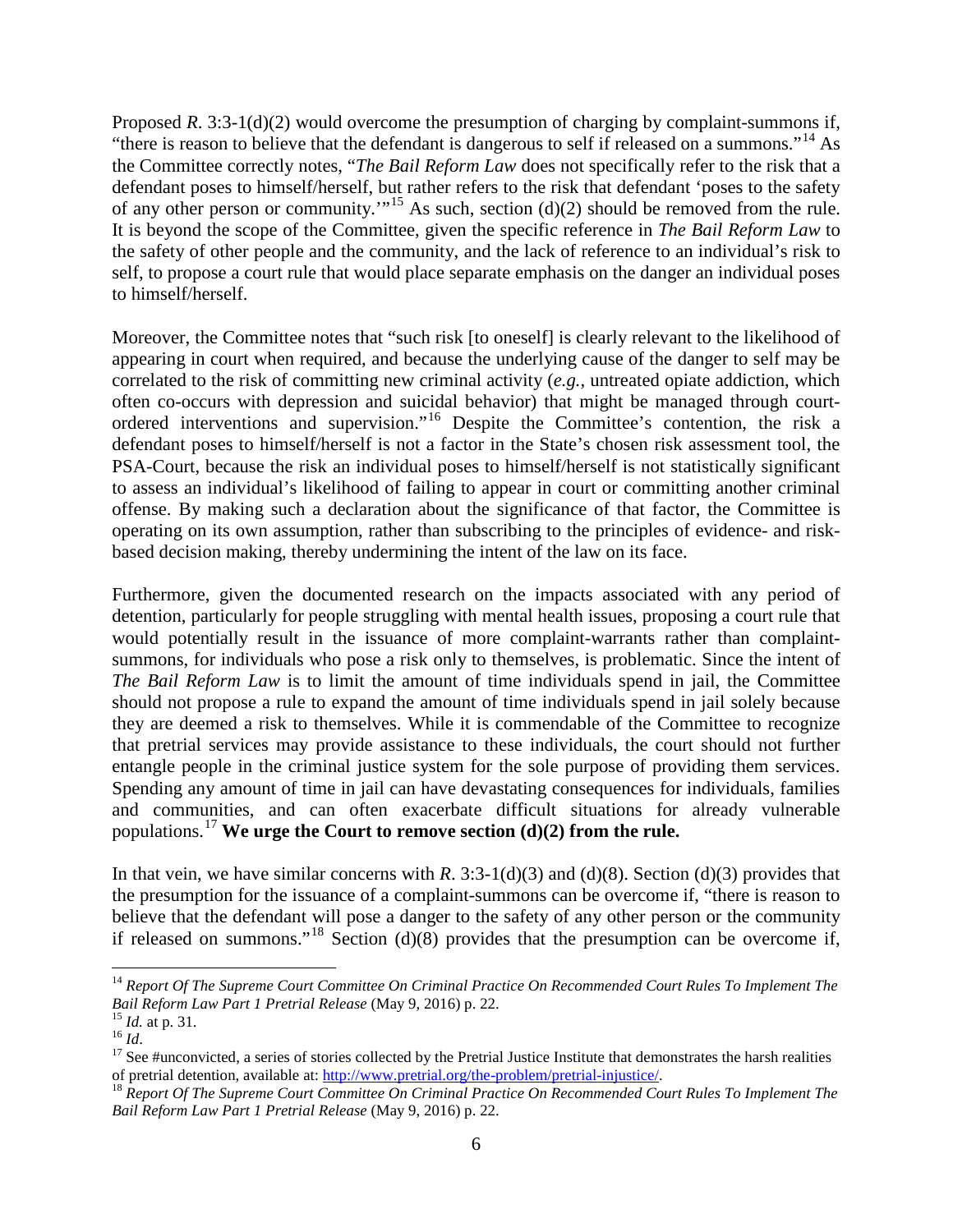Proposed *R.* 3:3-1(d)(2) would overcome the presumption of charging by complaint-summons if, "there is reason to believe that the defendant is dangerous to self if released on a summons."[14] As the Committee correctly notes, "*The Bail Reform Law* does not specifically refer to the risk that a defendant poses to himself/herself, but rather refers to the risk that defendant 'poses to the safety of any other person or community.'"[15] As such, section (d)(2) should be removed from the rule. It is beyond the scope of the Committee, given the specific reference in *The Bail Reform Law* to the safety of other people and the community, and the lack of reference to an individual's risk to self, to propose a court rule that would place separate emphasis on the danger an individual poses to himself/herself.

Moreover, the Committee notes that "such risk [to oneself] is clearly relevant to the likelihood of appearing in court when required, and because the underlying cause of the danger to self may be correlated to the risk of committing new criminal activity (*e.g.*, untreated opiate addiction, which often co-occurs with depression and suicidal behavior) that might be managed through court-ordered interventions and supervision."[16] Despite the Committee's contention, the risk a defendant poses to himself/herself is not a factor in the State's chosen risk assessment tool, the PSA-Court, because the risk an individual poses to himself/herself is not statistically significant to assess an individual's likelihood of failing to appear in court or committing another criminal offense. By making such a declaration about the significance of that factor, the Committee is operating on its own assumption, rather than subscribing to the principles of evidence- and risk-based decision making, thereby undermining the intent of the law on its face.

Furthermore, given the documented research on the impacts associated with any period of detention, particularly for people struggling with mental health issues, proposing a court rule that would potentially result in the issuance of more complaint-warrants rather than complaint-summons, for individuals who pose a risk only to themselves, is problematic. Since the intent of *The Bail Reform Law* is to limit the amount of time individuals spend in jail, the Committee should not propose a rule to expand the amount of time individuals spend in jail solely because they are deemed a risk to themselves. While it is commendable of the Committee to recognize that pretrial services may provide assistance to these individuals, the court should not further entangle people in the criminal justice system for the sole purpose of providing them services. Spending any amount of time in jail can have devastating consequences for individuals, families and communities, and can often exacerbate difficult situations for already vulnerable populations.[17] **We urge the Court to remove section (d)(2) from the rule.**

In that vein, we have similar concerns with *R.* 3:3-1(d)(3) and (d)(8). Section (d)(3) provides that the presumption for the issuance of a complaint-summons can be overcome if, "there is reason to believe that the defendant will pose a danger to the safety of any other person or the community if released on summons."[18] Section (d)(8) provides that the presumption can be overcome if,

---

[14] *Report Of The Supreme Court Committee On Criminal Practice On Recommended Court Rules To Implement The Bail Reform Law Part 1 Pretrial Release* (May 9, 2016) p. 22.

[15] *Id.* at p. 31.

[16] *Id.*

[17] See #unconvicted, a series of stories collected by the Pretrial Justice Institute that demonstrates the harsh realities of pretrial detention, available at: http://www.pretrial.org/the-problem/pretrial-injustice/.

[18] *Report Of The Supreme Court Committee On Criminal Practice On Recommended Court Rules To Implement The Bail Reform Law Part 1 Pretrial Release* (May 9, 2016) p. 22.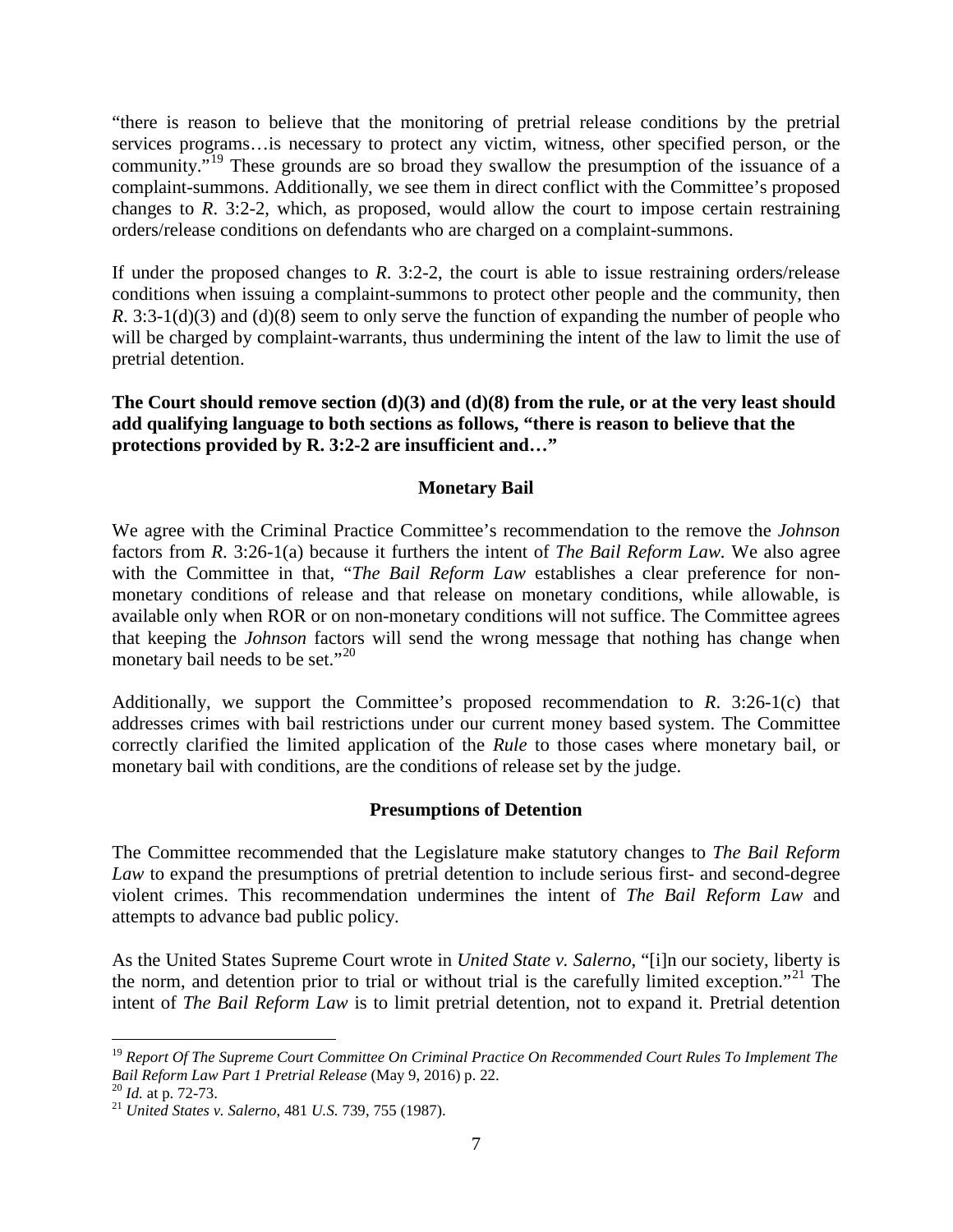"there is reason to believe that the monitoring of pretrial release conditions by the pretrial services programs…is necessary to protect any victim, witness, other specified person, or the community."[19] These grounds are so broad they swallow the presumption of the issuance of a complaint-summons. Additionally, we see them in direct conflict with the Committee's proposed changes to *R*. 3:2-2, which, as proposed, would allow the court to impose certain restraining orders/release conditions on defendants who are charged on a complaint-summons.

If under the proposed changes to *R*. 3:2-2, the court is able to issue restraining orders/release conditions when issuing a complaint-summons to protect other people and the community, then *R*. 3:3-1(d)(3) and (d)(8) seem to only serve the function of expanding the number of people who will be charged by complaint-warrants, thus undermining the intent of the law to limit the use of pretrial detention.

**The Court should remove section (d)(3) and (d)(8) from the rule, or at the very least should add qualifying language to both sections as follows, "there is reason to believe that the protections provided by R. 3:2-2 are insufficient and…"**

## Monetary Bail

We agree with the Criminal Practice Committee's recommendation to the remove the *Johnson* factors from *R*. 3:26-1(a) because it furthers the intent of *The Bail Reform Law*. We also agree with the Committee in that, "*The Bail Reform Law* establishes a clear preference for non-monetary conditions of release and that release on monetary conditions, while allowable, is available only when ROR or on non-monetary conditions will not suffice. The Committee agrees that keeping the *Johnson* factors will send the wrong message that nothing has change when monetary bail needs to be set."[20]

Additionally, we support the Committee's proposed recommendation to *R*. 3:26-1(c) that addresses crimes with bail restrictions under our current money based system. The Committee correctly clarified the limited application of the *Rule* to those cases where monetary bail, or monetary bail with conditions, are the conditions of release set by the judge.

## Presumptions of Detention

The Committee recommended that the Legislature make statutory changes to *The Bail Reform Law* to expand the presumptions of pretrial detention to include serious first- and second-degree violent crimes. This recommendation undermines the intent of *The Bail Reform Law* and attempts to advance bad public policy.

As the United States Supreme Court wrote in *United State v. Salerno*, "[i]n our society, liberty is the norm, and detention prior to trial or without trial is the carefully limited exception."[21] The intent of *The Bail Reform Law* is to limit pretrial detention, not to expand it. Pretrial detention

---

[19] *Report Of The Supreme Court Committee On Criminal Practice On Recommended Court Rules To Implement The Bail Reform Law Part 1 Pretrial Release* (May 9, 2016) p. 22.

[20] *Id.* at p. 72-73.

[21] *United States v. Salerno*, 481 *U.S.* 739, 755 (1987).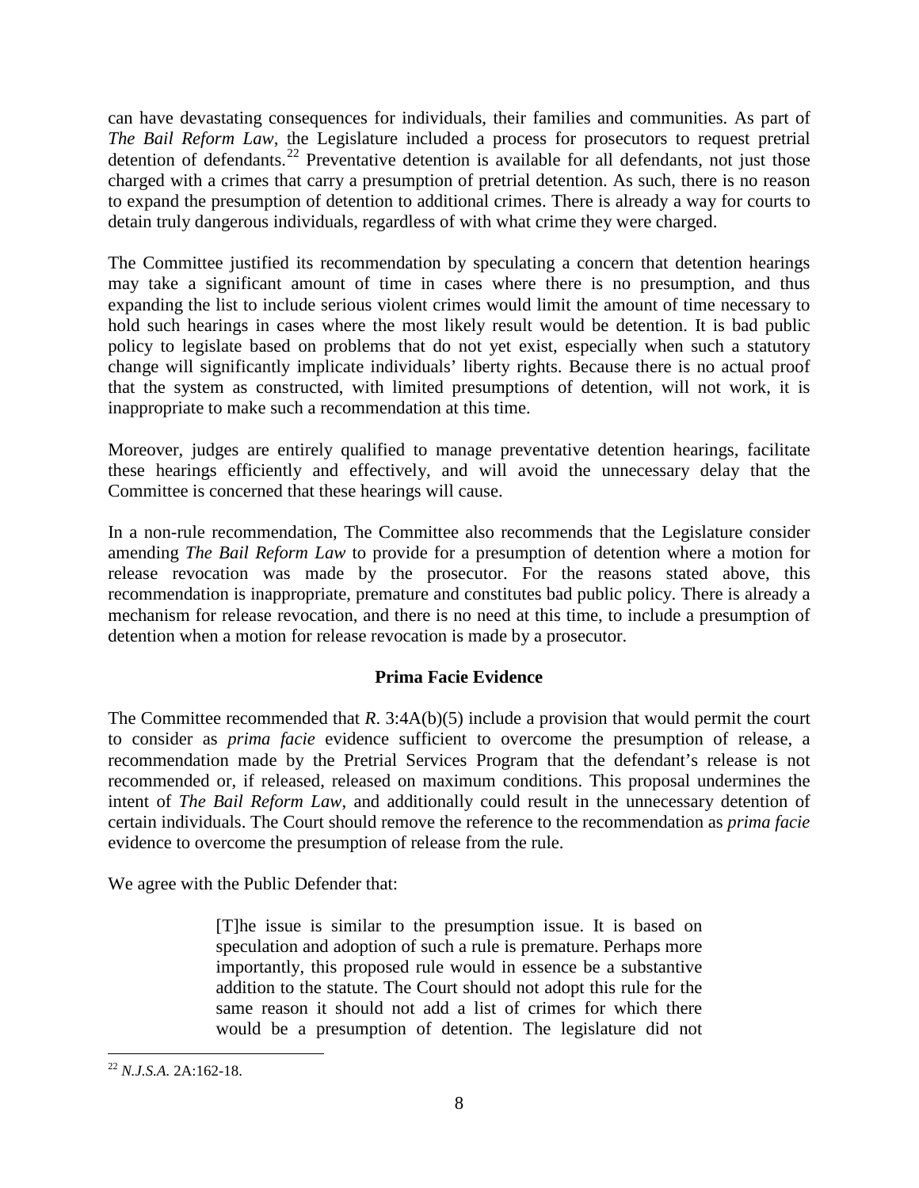can have devastating consequences for individuals, their families and communities. As part of *The Bail Reform Law*, the Legislature included a process for prosecutors to request pretrial detention of defendants.[22] Preventative detention is available for all defendants, not just those charged with a crimes that carry a presumption of pretrial detention. As such, there is no reason to expand the presumption of detention to additional crimes. There is already a way for courts to detain truly dangerous individuals, regardless of with what crime they were charged.

The Committee justified its recommendation by speculating a concern that detention hearings may take a significant amount of time in cases where there is no presumption, and thus expanding the list to include serious violent crimes would limit the amount of time necessary to hold such hearings in cases where the most likely result would be detention. It is bad public policy to legislate based on problems that do not yet exist, especially when such a statutory change will significantly implicate individuals' liberty rights. Because there is no actual proof that the system as constructed, with limited presumptions of detention, will not work, it is inappropriate to make such a recommendation at this time.

Moreover, judges are entirely qualified to manage preventative detention hearings, facilitate these hearings efficiently and effectively, and will avoid the unnecessary delay that the Committee is concerned that these hearings will cause.

In a non-rule recommendation, The Committee also recommends that the Legislature consider amending *The Bail Reform Law* to provide for a presumption of detention where a motion for release revocation was made by the prosecutor. For the reasons stated above, this recommendation is inappropriate, premature and constitutes bad public policy. There is already a mechanism for release revocation, and there is no need at this time, to include a presumption of detention when a motion for release revocation is made by a prosecutor.

**Prima Facie Evidence**

The Committee recommended that *R*. 3:4A(b)(5) include a provision that would permit the court to consider as *prima facie* evidence sufficient to overcome the presumption of release, a recommendation made by the Pretrial Services Program that the defendant's release is not recommended or, if released, released on maximum conditions. This proposal undermines the intent of *The Bail Reform Law*, and additionally could result in the unnecessary detention of certain individuals. The Court should remove the reference to the recommendation as *prima facie* evidence to overcome the presumption of release from the rule.

We agree with the Public Defender that:

> [T]he issue is similar to the presumption issue. It is based on speculation and adoption of such a rule is premature. Perhaps more importantly, this proposed rule would in essence be a substantive addition to the statute. The Court should not adopt this rule for the same reason it should not add a list of crimes for which there would be a presumption of detention. The legislature did not

[22] *N.J.S.A.* 2A:162-18.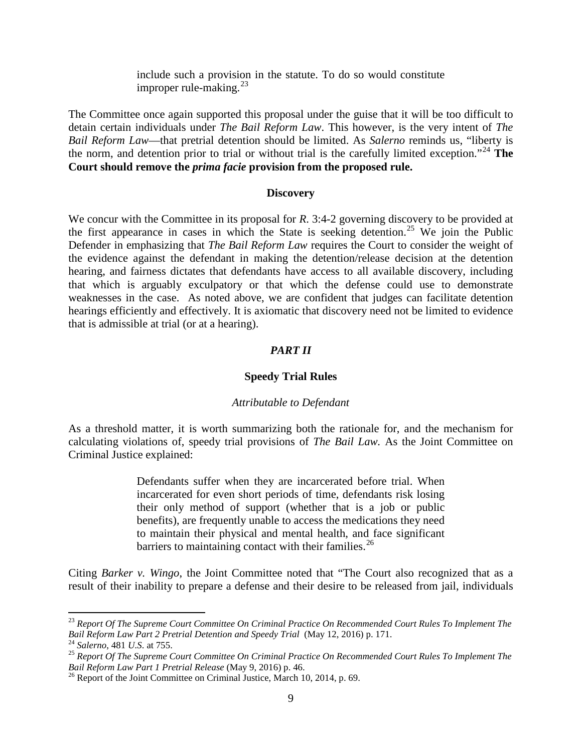> include such a provision in the statute. To do so would constitute improper rule-making.[23]

The Committee once again supported this proposal under the guise that it will be too difficult to detain certain individuals under *The Bail Reform Law*. This however, is the very intent of *The Bail Reform Law*—that pretrial detention should be limited. As *Salerno* reminds us, "liberty is the norm, and detention prior to trial or without trial is the carefully limited exception."[24] **The Court should remove the *prima facie* provision from the proposed rule.**

**Discovery**

We concur with the Committee in its proposal for *R*. 3:4-2 governing discovery to be provided at the first appearance in cases in which the State is seeking detention.[25] We join the Public Defender in emphasizing that *The Bail Reform Law* requires the Court to consider the weight of the evidence against the defendant in making the detention/release decision at the detention hearing, and fairness dictates that defendants have access to all available discovery, including that which is arguably exculpatory or that which the defense could use to demonstrate weaknesses in the case. As noted above, we are confident that judges can facilitate detention hearings efficiently and effectively. It is axiomatic that discovery need not be limited to evidence that is admissible at trial (or at a hearing).

***PART II***

**Speedy Trial Rules**

*Attributable to Defendant*

As a threshold matter, it is worth summarizing both the rationale for, and the mechanism for calculating violations of, speedy trial provisions of *The Bail Law.* As the Joint Committee on Criminal Justice explained:

> Defendants suffer when they are incarcerated before trial. When incarcerated for even short periods of time, defendants risk losing their only method of support (whether that is a job or public benefits), are frequently unable to access the medications they need to maintain their physical and mental health, and face significant barriers to maintaining contact with their families.[26]

Citing *Barker v. Wingo*, the Joint Committee noted that "The Court also recognized that as a result of their inability to prepare a defense and their desire to be released from jail, individuals

---

[23] *Report Of The Supreme Court Committee On Criminal Practice On Recommended Court Rules To Implement The Bail Reform Law Part 2 Pretrial Detention and Speedy Trial* (May 12, 2016) p. 171.

[24] *Salerno*, 481 *U.S*. at 755.

[25] *Report Of The Supreme Court Committee On Criminal Practice On Recommended Court Rules To Implement The Bail Reform Law Part 1 Pretrial Release* (May 9, 2016) p. 46.

[26] Report of the Joint Committee on Criminal Justice, March 10, 2014, p. 69.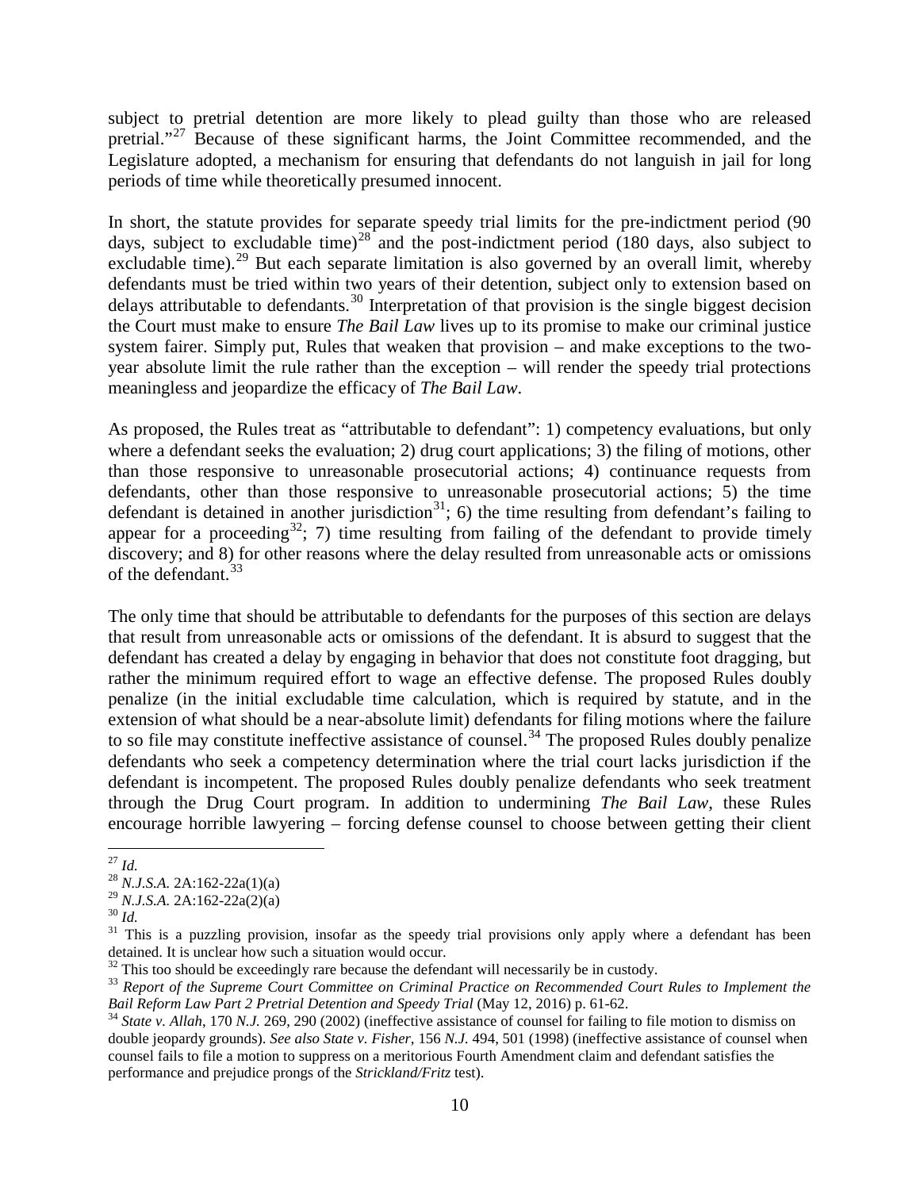subject to pretrial detention are more likely to plead guilty than those who are released pretrial."[27] Because of these significant harms, the Joint Committee recommended, and the Legislature adopted, a mechanism for ensuring that defendants do not languish in jail for long periods of time while theoretically presumed innocent.

In short, the statute provides for separate speedy trial limits for the pre-indictment period (90 days, subject to excludable time)[28] and the post-indictment period (180 days, also subject to excludable time).[29] But each separate limitation is also governed by an overall limit, whereby defendants must be tried within two years of their detention, subject only to extension based on delays attributable to defendants.[30] Interpretation of that provision is the single biggest decision the Court must make to ensure *The Bail Law* lives up to its promise to make our criminal justice system fairer. Simply put, Rules that weaken that provision – and make exceptions to the two-year absolute limit the rule rather than the exception – will render the speedy trial protections meaningless and jeopardize the efficacy of *The Bail Law*.

As proposed, the Rules treat as "attributable to defendant": 1) competency evaluations, but only where a defendant seeks the evaluation; 2) drug court applications; 3) the filing of motions, other than those responsive to unreasonable prosecutorial actions; 4) continuance requests from defendants, other than those responsive to unreasonable prosecutorial actions; 5) the time defendant is detained in another jurisdiction[31]; 6) the time resulting from defendant's failing to appear for a proceeding[32]; 7) time resulting from failing of the defendant to provide timely discovery; and 8) for other reasons where the delay resulted from unreasonable acts or omissions of the defendant.[33]

The only time that should be attributable to defendants for the purposes of this section are delays that result from unreasonable acts or omissions of the defendant. It is absurd to suggest that the defendant has created a delay by engaging in behavior that does not constitute foot dragging, but rather the minimum required effort to wage an effective defense. The proposed Rules doubly penalize (in the initial excludable time calculation, which is required by statute, and in the extension of what should be a near-absolute limit) defendants for filing motions where the failure to so file may constitute ineffective assistance of counsel.[34] The proposed Rules doubly penalize defendants who seek a competency determination where the trial court lacks jurisdiction if the defendant is incompetent. The proposed Rules doubly penalize defendants who seek treatment through the Drug Court program. In addition to undermining *The Bail Law*, these Rules encourage horrible lawyering – forcing defense counsel to choose between getting their client

---

[27] *Id.*

[28] *N.J.S.A.* 2A:162-22a(1)(a)

[29] *N.J.S.A.* 2A:162-22a(2)(a)

[30] *Id.*

[31] This is a puzzling provision, insofar as the speedy trial provisions only apply where a defendant has been detained. It is unclear how such a situation would occur.

[32] This too should be exceedingly rare because the defendant will necessarily be in custody.

[33] *Report of the Supreme Court Committee on Criminal Practice on Recommended Court Rules to Implement the Bail Reform Law Part 2 Pretrial Detention and Speedy Trial* (May 12, 2016) p. 61-62.

[34] *State v. Allah*, 170 *N.J.* 269, 290 (2002) (ineffective assistance of counsel for failing to file motion to dismiss on double jeopardy grounds). *See also State v. Fisher*, 156 *N.J.* 494, 501 (1998) (ineffective assistance of counsel when counsel fails to file a motion to suppress on a meritorious Fourth Amendment claim and defendant satisfies the performance and prejudice prongs of the *Strickland/Fritz* test).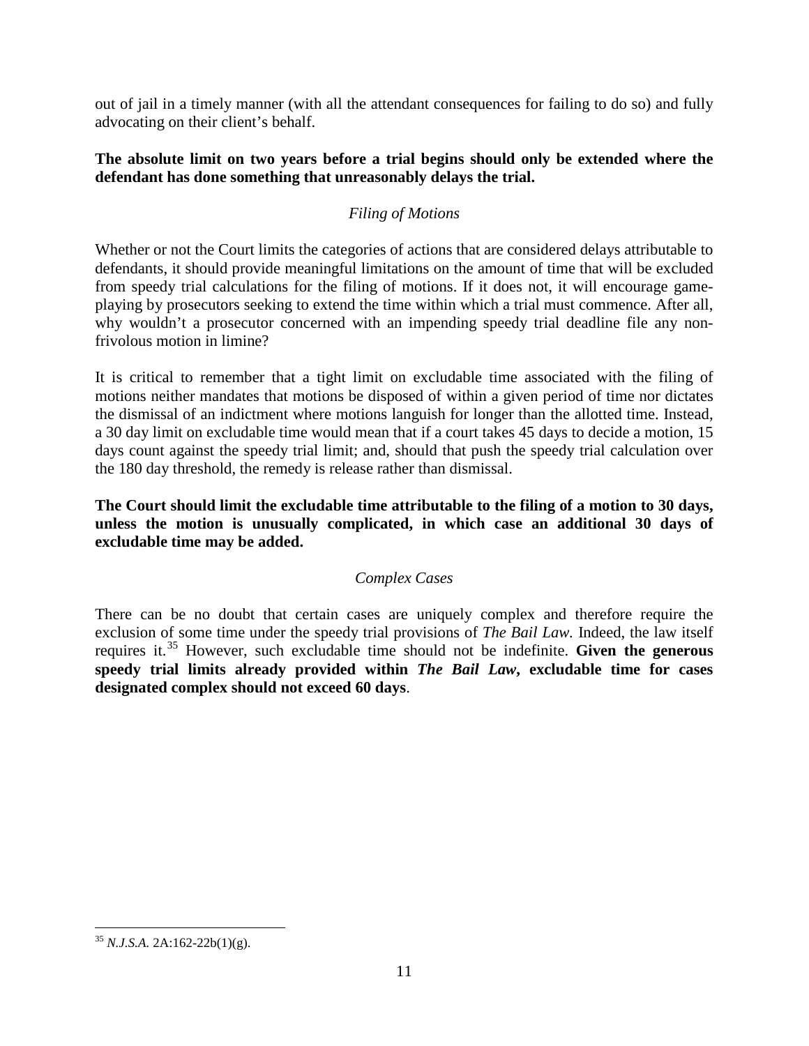out of jail in a timely manner (with all the attendant consequences for failing to do so) and fully advocating on their client's behalf.

**The absolute limit on two years before a trial begins should only be extended where the defendant has done something that unreasonably delays the trial.**

*Filing of Motions*

Whether or not the Court limits the categories of actions that are considered delays attributable to defendants, it should provide meaningful limitations on the amount of time that will be excluded from speedy trial calculations for the filing of motions. If it does not, it will encourage game-playing by prosecutors seeking to extend the time within which a trial must commence. After all, why wouldn't a prosecutor concerned with an impending speedy trial deadline file any non-frivolous motion in limine?

It is critical to remember that a tight limit on excludable time associated with the filing of motions neither mandates that motions be disposed of within a given period of time nor dictates the dismissal of an indictment where motions languish for longer than the allotted time. Instead, a 30 day limit on excludable time would mean that if a court takes 45 days to decide a motion, 15 days count against the speedy trial limit; and, should that push the speedy trial calculation over the 180 day threshold, the remedy is release rather than dismissal.

**The Court should limit the excludable time attributable to the filing of a motion to 30 days, unless the motion is unusually complicated, in which case an additional 30 days of excludable time may be added.**

*Complex Cases*

There can be no doubt that certain cases are uniquely complex and therefore require the exclusion of some time under the speedy trial provisions of *The Bail Law.* Indeed, the law itself requires it.[35] However, such excludable time should not be indefinite. **Given the generous speedy trial limits already provided within *The Bail Law*, excludable time for cases designated complex should not exceed 60 days**.

---

[35] *N.J.S.A.* 2A:162-22b(1)(g).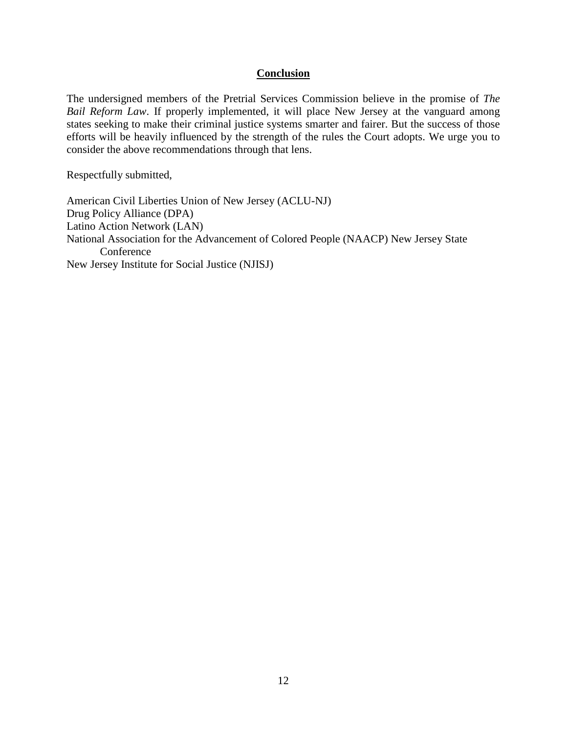## Conclusion

The undersigned members of the Pretrial Services Commission believe in the promise of *The Bail Reform Law*. If properly implemented, it will place New Jersey at the vanguard among states seeking to make their criminal justice systems smarter and fairer. But the success of those efforts will be heavily influenced by the strength of the rules the Court adopts. We urge you to consider the above recommendations through that lens.

Respectfully submitted,

American Civil Liberties Union of New Jersey (ACLU-NJ)
Drug Policy Alliance (DPA)
Latino Action Network (LAN)
National Association for the Advancement of Colored People (NAACP) New Jersey State Conference
New Jersey Institute for Social Justice (NJISJ)